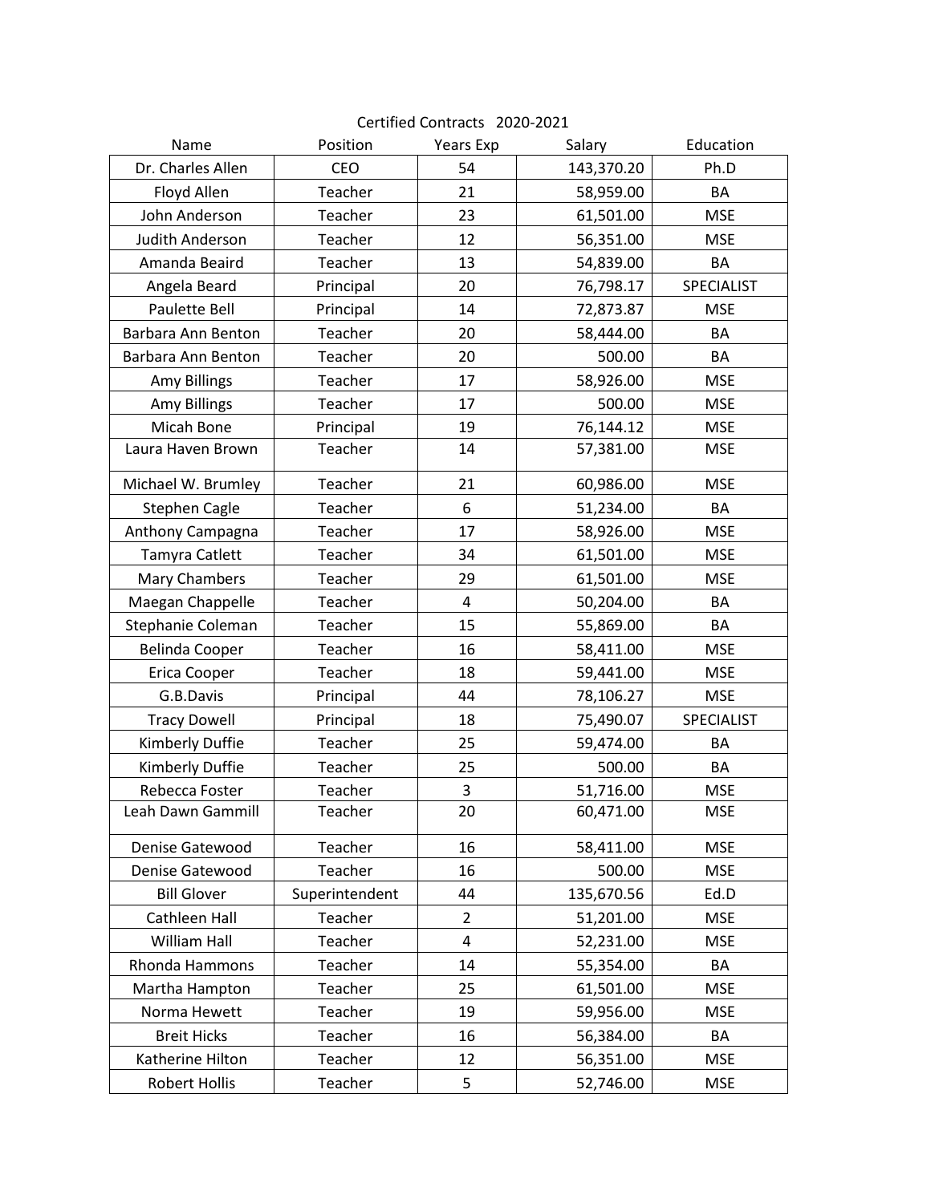Certified Contracts 2020-2021

| Name | Position | Years Exp | Salary | Education |
|---|---|---|---|---|
| Dr. Charles Allen | CEO | 54 | 143,370.20 | Ph.D |
| Floyd Allen | Teacher | 21 | 58,959.00 | BA |
| John Anderson | Teacher | 23 | 61,501.00 | MSE |
| Judith Anderson | Teacher | 12 | 56,351.00 | MSE |
| Amanda Beaird | Teacher | 13 | 54,839.00 | BA |
| Angela Beard | Principal | 20 | 76,798.17 | SPECIALIST |
| Paulette Bell | Principal | 14 | 72,873.87 | MSE |
| Barbara Ann Benton | Teacher | 20 | 58,444.00 | BA |
| Barbara Ann Benton | Teacher | 20 | 500.00 | BA |
| Amy Billings | Teacher | 17 | 58,926.00 | MSE |
| Amy Billings | Teacher | 17 | 500.00 | MSE |
| Micah Bone | Principal | 19 | 76,144.12 | MSE |
| Laura Haven Brown | Teacher | 14 | 57,381.00 | MSE |
| Michael W. Brumley | Teacher | 21 | 60,986.00 | MSE |
| Stephen Cagle | Teacher | 6 | 51,234.00 | BA |
| Anthony Campagna | Teacher | 17 | 58,926.00 | MSE |
| Tamyra Catlett | Teacher | 34 | 61,501.00 | MSE |
| Mary Chambers | Teacher | 29 | 61,501.00 | MSE |
| Maegan Chappelle | Teacher | 4 | 50,204.00 | BA |
| Stephanie Coleman | Teacher | 15 | 55,869.00 | BA |
| Belinda Cooper | Teacher | 16 | 58,411.00 | MSE |
| Erica Cooper | Teacher | 18 | 59,441.00 | MSE |
| G.B.Davis | Principal | 44 | 78,106.27 | MSE |
| Tracy Dowell | Principal | 18 | 75,490.07 | SPECIALIST |
| Kimberly Duffie | Teacher | 25 | 59,474.00 | BA |
| Kimberly Duffie | Teacher | 25 | 500.00 | BA |
| Rebecca Foster | Teacher | 3 | 51,716.00 | MSE |
| Leah Dawn Gammill | Teacher | 20 | 60,471.00 | MSE |
| Denise Gatewood | Teacher | 16 | 58,411.00 | MSE |
| Denise Gatewood | Teacher | 16 | 500.00 | MSE |
| Bill Glover | Superintendent | 44 | 135,670.56 | Ed.D |
| Cathleen Hall | Teacher | 2 | 51,201.00 | MSE |
| William Hall | Teacher | 4 | 52,231.00 | MSE |
| Rhonda Hammons | Teacher | 14 | 55,354.00 | BA |
| Martha Hampton | Teacher | 25 | 61,501.00 | MSE |
| Norma Hewett | Teacher | 19 | 59,956.00 | MSE |
| Breit Hicks | Teacher | 16 | 56,384.00 | BA |
| Katherine Hilton | Teacher | 12 | 56,351.00 | MSE |
| Robert Hollis | Teacher | 5 | 52,746.00 | MSE |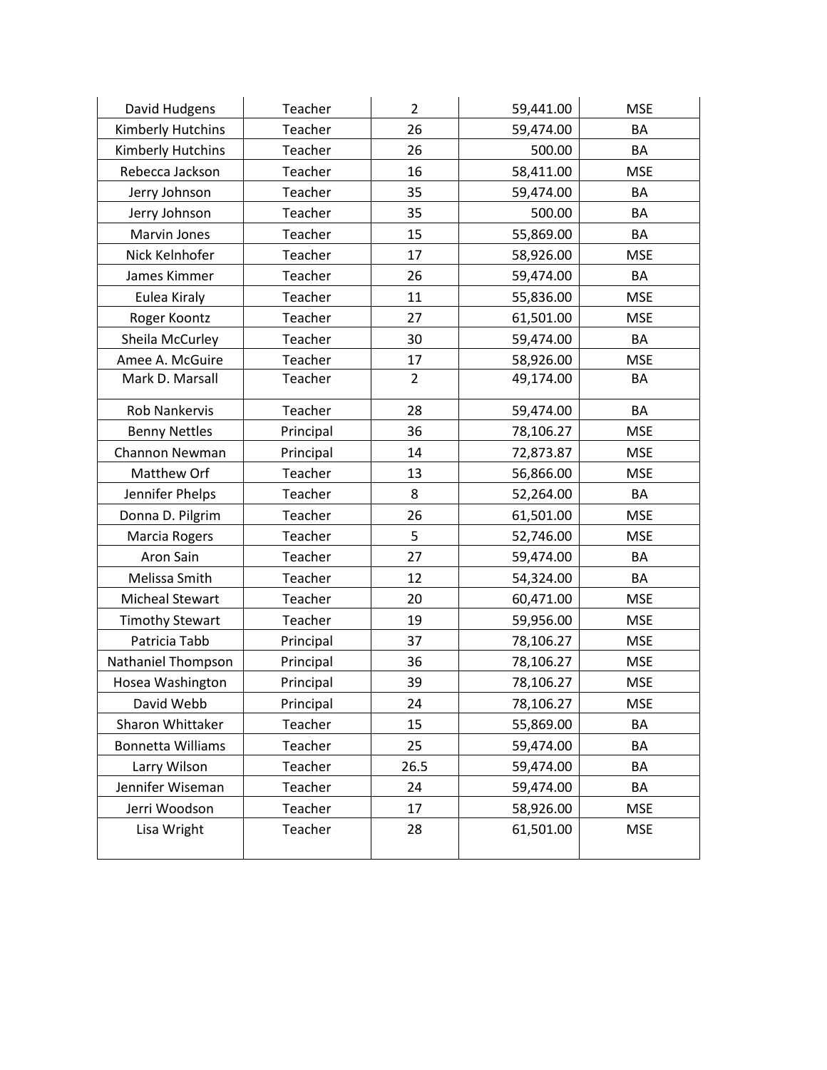| | | | | |
|---|---|---|---|---|
| David Hudgens | Teacher | 2 | 59,441.00 | MSE |
| Kimberly Hutchins | Teacher | 26 | 59,474.00 | BA |
| Kimberly Hutchins | Teacher | 26 | 500.00 | BA |
| Rebecca Jackson | Teacher | 16 | 58,411.00 | MSE |
| Jerry Johnson | Teacher | 35 | 59,474.00 | BA |
| Jerry Johnson | Teacher | 35 | 500.00 | BA |
| Marvin Jones | Teacher | 15 | 55,869.00 | BA |
| Nick Kelnhofer | Teacher | 17 | 58,926.00 | MSE |
| James Kimmer | Teacher | 26 | 59,474.00 | BA |
| Eulea Kiraly | Teacher | 11 | 55,836.00 | MSE |
| Roger Koontz | Teacher | 27 | 61,501.00 | MSE |
| Sheila McCurley | Teacher | 30 | 59,474.00 | BA |
| Amee A. McGuire | Teacher | 17 | 58,926.00 | MSE |
| Mark D. Marsall | Teacher | 2 | 49,174.00 | BA |
| Rob Nankervis | Teacher | 28 | 59,474.00 | BA |
| Benny Nettles | Principal | 36 | 78,106.27 | MSE |
| Channon Newman | Principal | 14 | 72,873.87 | MSE |
| Matthew Orf | Teacher | 13 | 56,866.00 | MSE |
| Jennifer Phelps | Teacher | 8 | 52,264.00 | BA |
| Donna D. Pilgrim | Teacher | 26 | 61,501.00 | MSE |
| Marcia Rogers | Teacher | 5 | 52,746.00 | MSE |
| Aron Sain | Teacher | 27 | 59,474.00 | BA |
| Melissa Smith | Teacher | 12 | 54,324.00 | BA |
| Micheal Stewart | Teacher | 20 | 60,471.00 | MSE |
| Timothy Stewart | Teacher | 19 | 59,956.00 | MSE |
| Patricia Tabb | Principal | 37 | 78,106.27 | MSE |
| Nathaniel Thompson | Principal | 36 | 78,106.27 | MSE |
| Hosea Washington | Principal | 39 | 78,106.27 | MSE |
| David Webb | Principal | 24 | 78,106.27 | MSE |
| Sharon Whittaker | Teacher | 15 | 55,869.00 | BA |
| Bonnetta Williams | Teacher | 25 | 59,474.00 | BA |
| Larry Wilson | Teacher | 26.5 | 59,474.00 | BA |
| Jennifer Wiseman | Teacher | 24 | 59,474.00 | BA |
| Jerri Woodson | Teacher | 17 | 58,926.00 | MSE |
| Lisa Wright | Teacher | 28 | 61,501.00 | MSE |